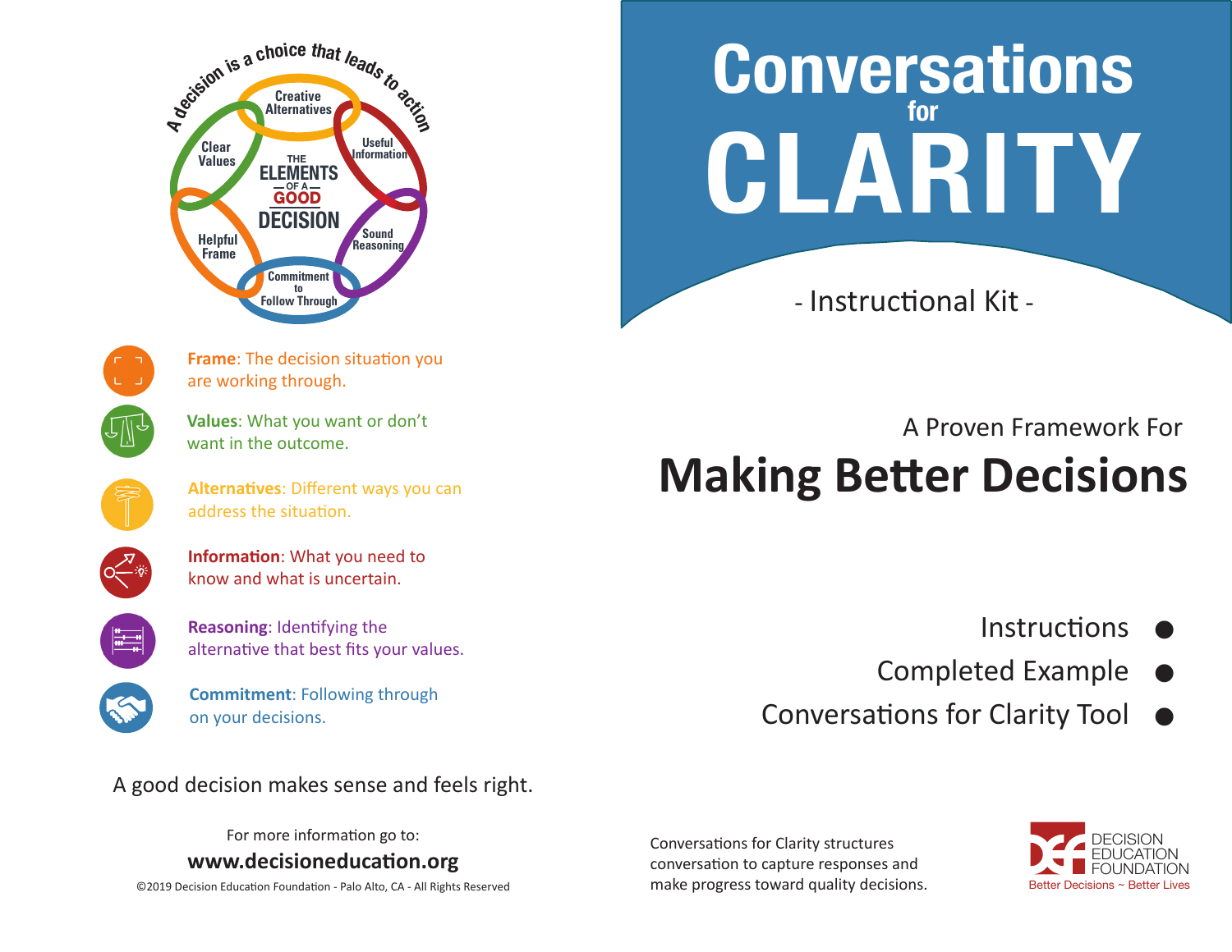A decision is a choice that leads to action

THE ELEMENTS OF A GOOD DECISION

- Creative Alternatives
- Useful Information
- Sound Reasoning
- Commitment to Follow Through
- Helpful Frame
- Clear Values

**Frame**: The decision situation you are working through.

**Values**: What you want or don't want in the outcome.

**Alternatives**: Different ways you can address the situation.

**Information**: What you need to know and what is uncertain.

**Reasoning**: Identifying the alternative that best fits your values.

**Commitment**: Following through on your decisions.

A good decision makes sense and feels right.

For more information go to:

**www.decisioneducation.org**

©2019 Decision Education Foundation - Palo Alto, CA - All Rights Reserved

# Conversations for CLARITY

- Instructional Kit -

A Proven Framework For

## Making Better Decisions

- Instructions
- Completed Example
- Conversations for Clarity Tool

Conversations for Clarity structures conversation to capture responses and make progress toward quality decisions.

DECISION EDUCATION FOUNDATION
Better Decisions ~ Better Lives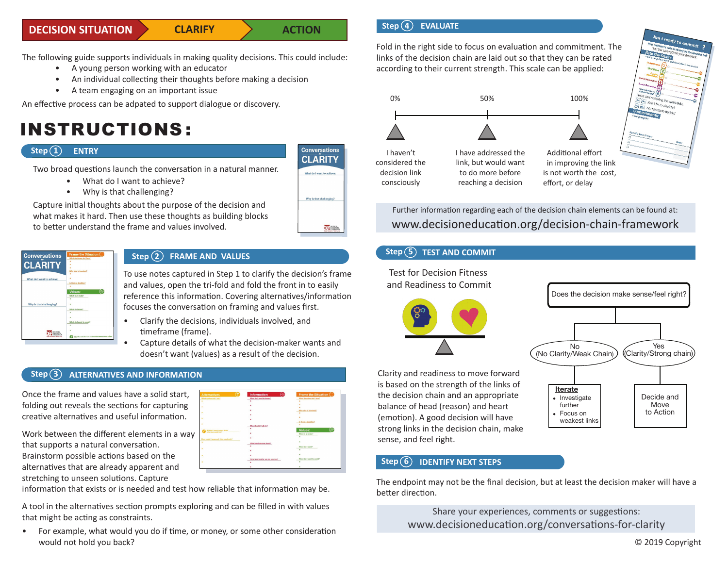DECISION SITUATION → CLARIFY → ACTION

The following guide supports individuals in making quality decisions. This could include:

- A young person working with an educator
- An individual collecting their thoughts before making a decision
- A team engaging on an important issue

An effective process can be adapated to support dialogue or discovery.

# INSTRUCTIONS:

## Step 1 ENTRY

Two broad questions launch the conversation in a natural manner.

- What do I want to achieve?
- Why is that challenging?

Capture initial thoughts about the purpose of the decision and what makes it hard. Then use these thoughts as building blocks to better understand the frame and values involved.

## Step 2 FRAME AND VALUES

To use notes captured in Step 1 to clarify the decision's frame and values, open the tri-fold and fold the front in to easily reference this information. Covering alternatives/information focuses the conversation on framing and values first.

- Clarify the decisions, individuals involved, and timeframe (frame).
- Capture details of what the decision-maker wants and doesn't want (values) as a result of the decision.

## Step 3 ALTERNATIVES AND INFORMATION

Once the frame and values have a solid start, folding out reveals the sections for capturing creative alternatives and useful information.

Work between the different elements in a way that supports a natural conversation. Brainstorm possible actions based on the alternatives that are already apparent and stretching to unseen solutions. Capture information that exists or is needed and test how reliable that information may be.

A tool in the alternatives section prompts exploring and can be filled in with values that might be acting as constraints.

- For example, what would you do if time, or money, or some other consideration would not hold you back?

## Step 4 EVALUATE

Fold in the right side to focus on evaluation and commitment. The links of the decision chain are laid out so that they can be rated according to their current strength. This scale can be applied:

0%
I haven't considered the decision link consciously

50%
I have addressed the link, but would want to do more before reaching a decision

100%
Additional effort in improving the link is not worth the cost, effort, or delay

Further information regarding each of the decision chain elements can be found at:
www.decisioneducation.org/decision-chain-framework

## Step 5 TEST AND COMMIT

Test for Decision Fitness and Readiness to Commit

Clarity and readiness to move forward is based on the strength of the links of the decision chain and an appropriate balance of head (reason) and heart (emotion). A good decision will have strong links in the decision chain, make sense, and feel right.

Does the decision make sense/feel right?

No (No Clarity/Weak Chain)

**Iterate**
- Investigate further
- Focus on weakest links

Yes (Clarity/Strong chain)

Decide and Move to Action

## Step 6 IDENTIFY NEXT STEPS

The endpoint may not be the final decision, but at least the decision maker will have a better direction.

Share your experiences, comments or suggestions:
www.decisioneducation.org/conversations-for-clarity

© 2019 Copyright